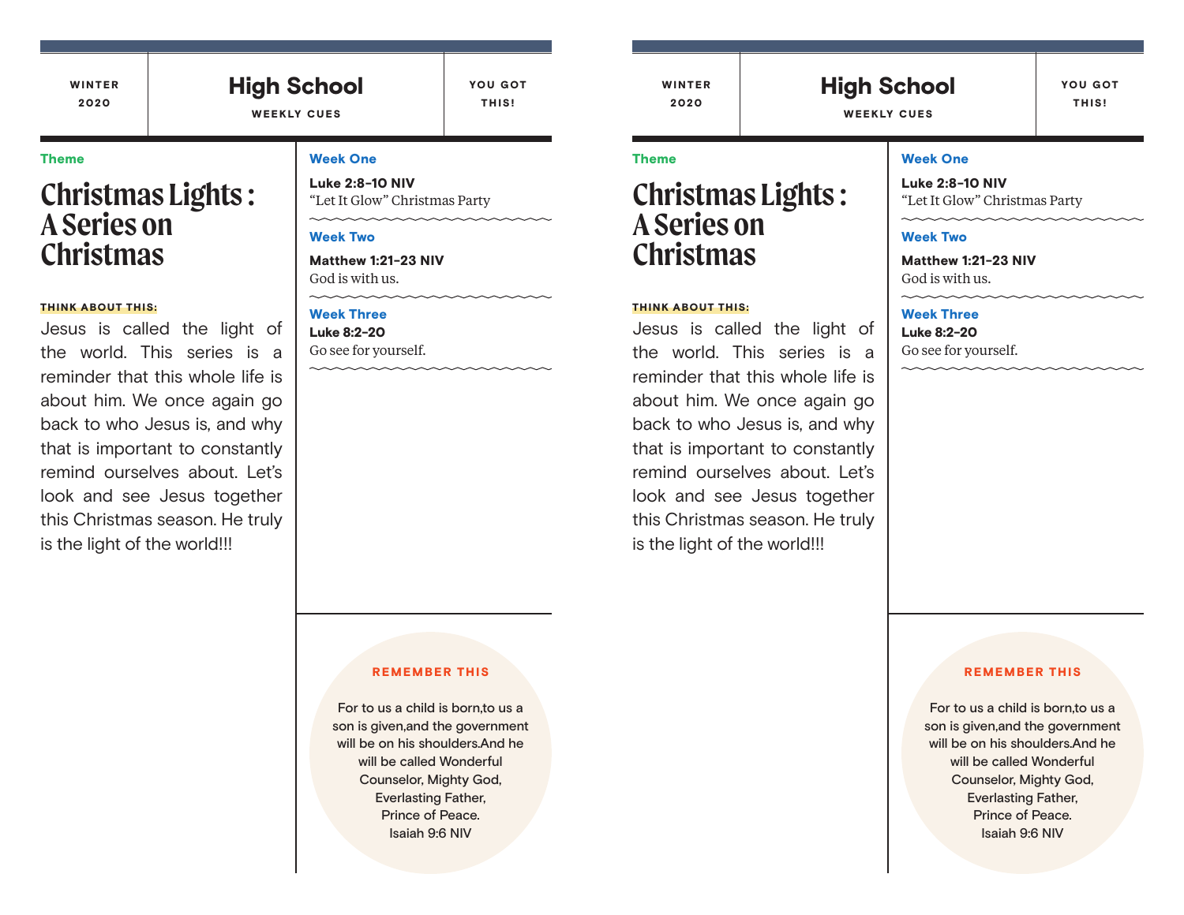WINTER 2020

# High School

WEEKLY CUES

YOU GOT THIS!

**Theme**

## Christmas Lights : A Series on Christmas

**THINK ABOUT THIS:**

Jesus is called the light of the world. This series is a reminder that this whole life is about him. We once again go back to who Jesus is, and why that is important to constantly remind ourselves about. Let's look and see Jesus together this Christmas season. He truly is the light of the world!!!

**Week One**

**Luke 2:8-10 NIV**
"Let It Glow" Christmas Party

**Week Two**

**Matthew 1:21-23 NIV**
God is with us.

**Week Three**

**Luke 8:2-20**
Go see for yourself.

**REMEMBER THIS**

For to us a child is born,to us a son is given,and the government will be on his shoulders.And he will be called Wonderful Counselor, Mighty God, Everlasting Father, Prince of Peace.
Isaiah 9:6 NIV

---

WINTER 2020

# High School

WEEKLY CUES

YOU GOT THIS!

**Theme**

## Christmas Lights : A Series on Christmas

**THINK ABOUT THIS:**

Jesus is called the light of the world. This series is a reminder that this whole life is about him. We once again go back to who Jesus is, and why that is important to constantly remind ourselves about. Let's look and see Jesus together this Christmas season. He truly is the light of the world!!!

**Week One**

**Luke 2:8-10 NIV**
"Let It Glow" Christmas Party

**Week Two**

**Matthew 1:21-23 NIV**
God is with us.

**Week Three**

**Luke 8:2-20**
Go see for yourself.

**REMEMBER THIS**

For to us a child is born,to us a son is given,and the government will be on his shoulders.And he will be called Wonderful Counselor, Mighty God, Everlasting Father, Prince of Peace.
Isaiah 9:6 NIV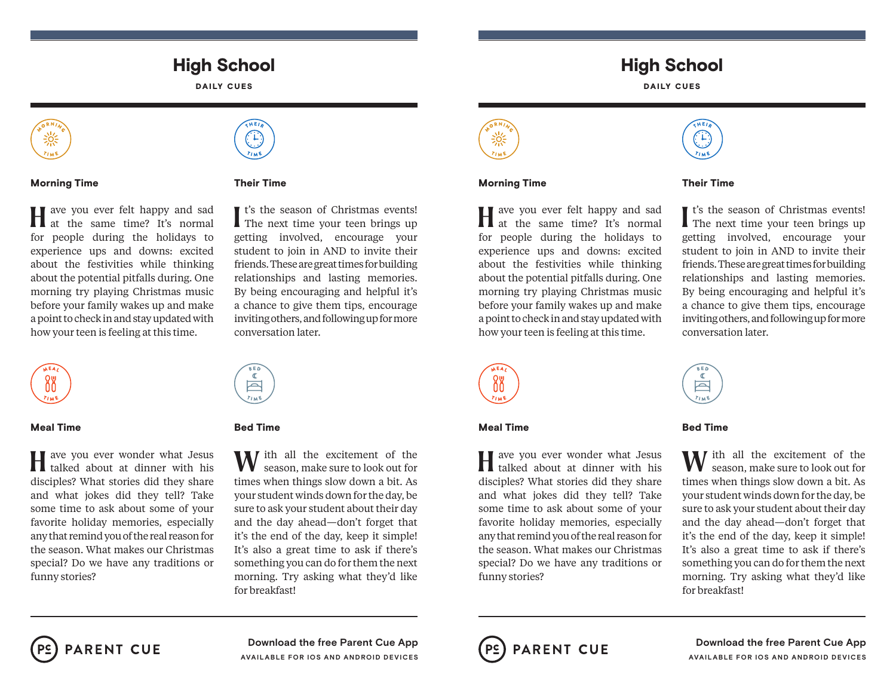# High School

DAILY CUES

### Morning Time

Have you ever felt happy and sad at the same time? It's normal for people during the holidays to experience ups and downs: excited about the festivities while thinking about the potential pitfalls during. One morning try playing Christmas music before your family wakes up and make a point to check in and stay updated with how your teen is feeling at this time.

### Their Time

It's the season of Christmas events! The next time your teen brings up getting involved, encourage your student to join in AND to invite their friends. These are great times for building relationships and lasting memories. By being encouraging and helpful it's a chance to give them tips, encourage inviting others, and following up for more conversation later.

### Meal Time

Have you ever wonder what Jesus talked about at dinner with his disciples? What stories did they share and what jokes did they tell? Take some time to ask about some of your favorite holiday memories, especially any that remind you of the real reason for the season. What makes our Christmas special? Do we have any traditions or funny stories?

### Bed Time

With all the excitement of the season, make sure to look out for times when things slow down a bit. As your student winds down for the day, be sure to ask your student about their day and the day ahead—don't forget that it's the end of the day, keep it simple! It's also a great time to ask if there's something you can do for them the next morning. Try asking what they'd like for breakfast!

PARENT CUE

**Download the free Parent Cue App**

AVAILABLE FOR IOS AND ANDROID DEVICES

# High School

DAILY CUES

### Morning Time

Have you ever felt happy and sad at the same time? It's normal for people during the holidays to experience ups and downs: excited about the festivities while thinking about the potential pitfalls during. One morning try playing Christmas music before your family wakes up and make a point to check in and stay updated with how your teen is feeling at this time.

### Their Time

It's the season of Christmas events! The next time your teen brings up getting involved, encourage your student to join in AND to invite their friends. These are great times for building relationships and lasting memories. By being encouraging and helpful it's a chance to give them tips, encourage inviting others, and following up for more conversation later.

### Meal Time

Have you ever wonder what Jesus talked about at dinner with his disciples? What stories did they share and what jokes did they tell? Take some time to ask about some of your favorite holiday memories, especially any that remind you of the real reason for the season. What makes our Christmas special? Do we have any traditions or funny stories?

### Bed Time

With all the excitement of the season, make sure to look out for times when things slow down a bit. As your student winds down for the day, be sure to ask your student about their day and the day ahead—don't forget that it's the end of the day, keep it simple! It's also a great time to ask if there's something you can do for them the next morning. Try asking what they'd like for breakfast!

PARENT CUE

**Download the free Parent Cue App**

AVAILABLE FOR IOS AND ANDROID DEVICES